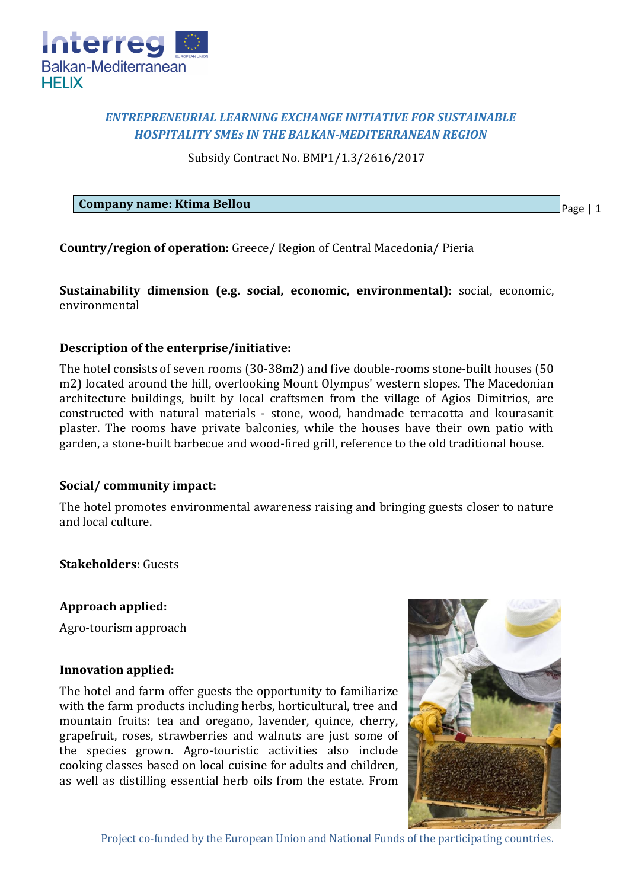*ENTREPRENEURIAL LEARNING EXCHANGE INITIATIVE FOR SUSTAINABLE HOSPITALITY SMEs IN THE BALKAN-MEDITERRANEAN REGION*

Subsidy Contract No. BMP1/1.3/2616/2017

**Company name: Ktima Bellou**

**Country/region of operation:** Greece/ Region of Central Macedonia/ Pieria

**Sustainability dimension (e.g. social, economic, environmental):** social, economic, environmental

**Description of the enterprise/initiative:**

The hotel consists of seven rooms (30-38m2) and five double-rooms stone-built houses (50 m2) located around the hill, overlooking Mount Olympus' western slopes. The Macedonian architecture buildings, built by local craftsmen from the village of Agios Dimitrios, are constructed with natural materials - stone, wood, handmade terracotta and kourasanit plaster. The rooms have private balconies, while the houses have their own patio with garden, a stone-built barbecue and wood-fired grill, reference to the old traditional house.

**Social/ community impact:**

The hotel promotes environmental awareness raising and bringing guests closer to nature and local culture.

**Stakeholders:** Guests

**Approach applied:**

Agro-tourism approach

**Innovation applied:**

The hotel and farm offer guests the opportunity to familiarize with the farm products including herbs, horticultural, tree and mountain fruits: tea and oregano, lavender, quince, cherry, grapefruit, roses, strawberries and walnuts are just some of the species grown. Agro-touristic activities also include cooking classes based on local cuisine for adults and children, as well as distilling essential herb oils from the estate. From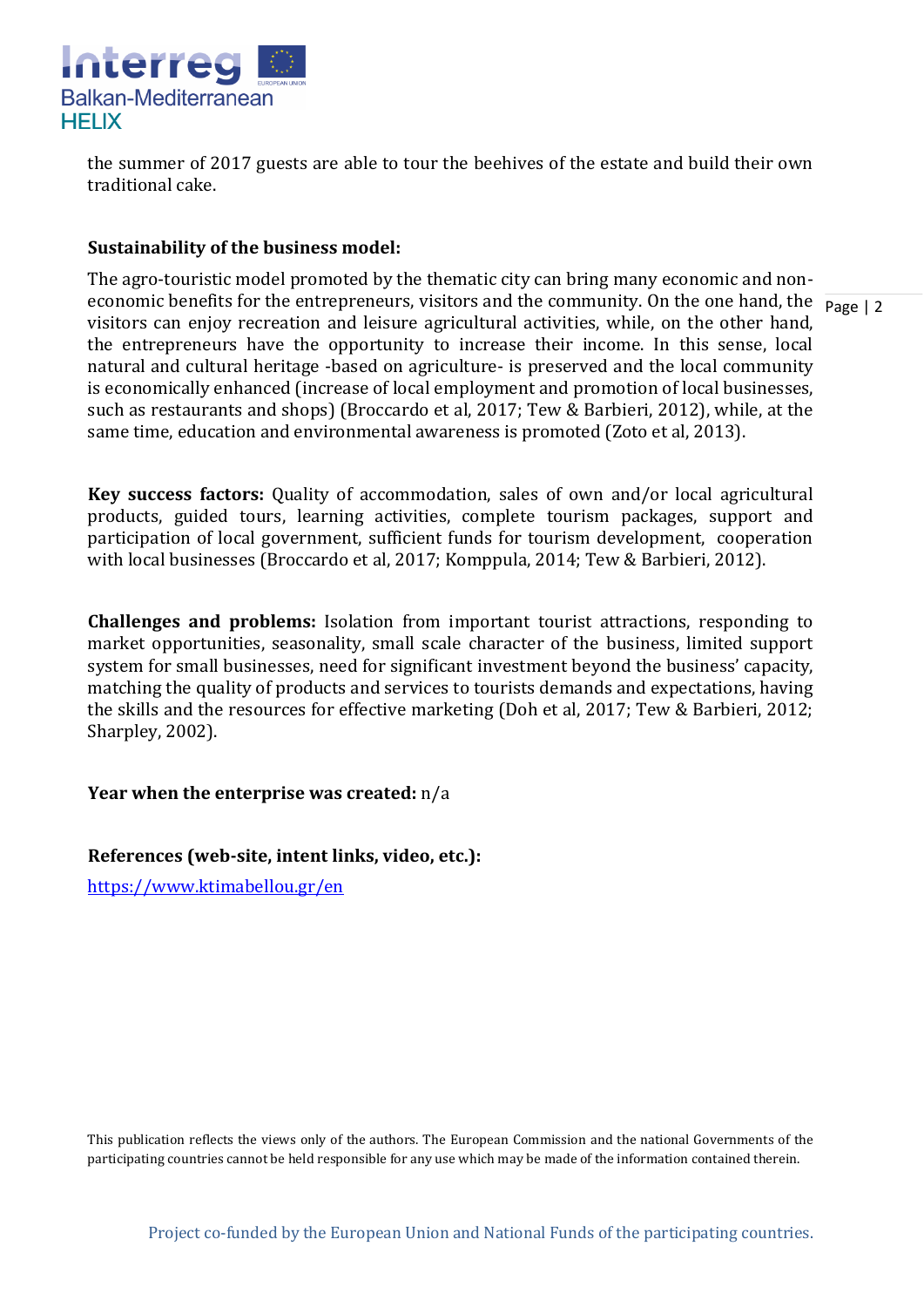the summer of 2017 guests are able to tour the beehives of the estate and build their own traditional cake.

**Sustainability of the business model:**

The agro-touristic model promoted by the thematic city can bring many economic and non-economic benefits for the entrepreneurs, visitors and the community. On the one hand, the visitors can enjoy recreation and leisure agricultural activities, while, on the other hand, the entrepreneurs have the opportunity to increase their income. In this sense, local natural and cultural heritage -based on agriculture- is preserved and the local community is economically enhanced (increase of local employment and promotion of local businesses, such as restaurants and shops) (Broccardo et al, 2017; Tew & Barbieri, 2012), while, at the same time, education and environmental awareness is promoted (Zoto et al, 2013).

**Key success factors:** Quality of accommodation, sales of own and/or local agricultural products, guided tours, learning activities, complete tourism packages, support and participation of local government, sufficient funds for tourism development, cooperation with local businesses (Broccardo et al, 2017; Komppula, 2014; Tew & Barbieri, 2012).

**Challenges and problems:** Isolation from important tourist attractions, responding to market opportunities, seasonality, small scale character of the business, limited support system for small businesses, need for significant investment beyond the business' capacity, matching the quality of products and services to tourists demands and expectations, having the skills and the resources for effective marketing (Doh et al, 2017; Tew & Barbieri, 2012; Sharpley, 2002).

**Year when the enterprise was created:** n/a

**References (web-site, intent links, video, etc.):**

https://www.ktimabellou.gr/en

This publication reflects the views only of the authors. The European Commission and the national Governments of the participating countries cannot be held responsible for any use which may be made of the information contained therein.

Project co-funded by the European Union and National Funds of the participating countries.